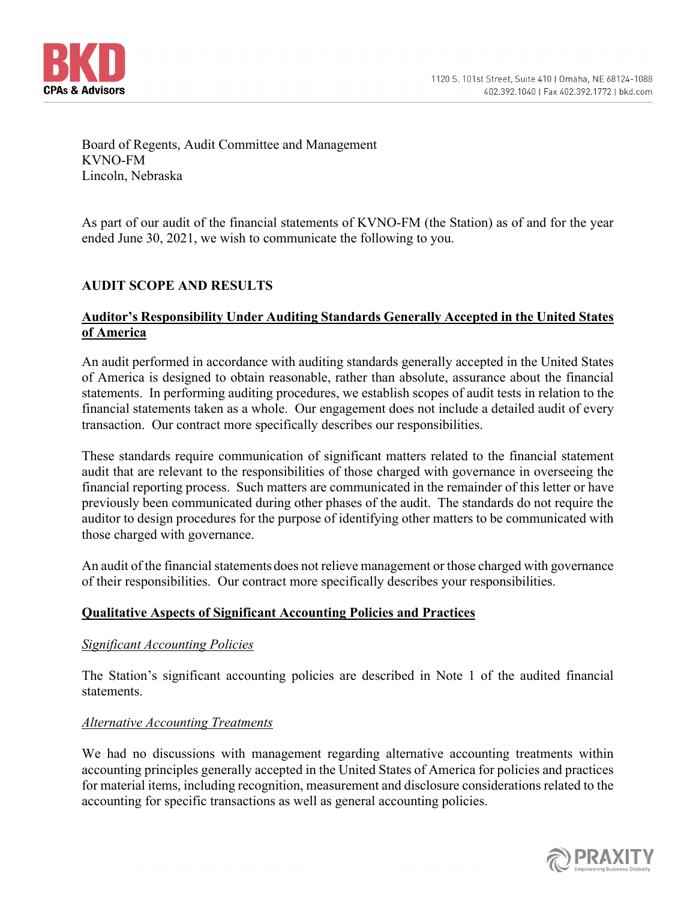Board of Regents, Audit Committee and Management
KVNO-FM
Lincoln, Nebraska

As part of our audit of the financial statements of KVNO-FM (the Station) as of and for the year ended June 30, 2021, we wish to communicate the following to you.

## AUDIT SCOPE AND RESULTS

### Auditor's Responsibility Under Auditing Standards Generally Accepted in the United States of America

An audit performed in accordance with auditing standards generally accepted in the United States of America is designed to obtain reasonable, rather than absolute, assurance about the financial statements. In performing auditing procedures, we establish scopes of audit tests in relation to the financial statements taken as a whole. Our engagement does not include a detailed audit of every transaction. Our contract more specifically describes our responsibilities.

These standards require communication of significant matters related to the financial statement audit that are relevant to the responsibilities of those charged with governance in overseeing the financial reporting process. Such matters are communicated in the remainder of this letter or have previously been communicated during other phases of the audit. The standards do not require the auditor to design procedures for the purpose of identifying other matters to be communicated with those charged with governance.

An audit of the financial statements does not relieve management or those charged with governance of their responsibilities. Our contract more specifically describes your responsibilities.

### Qualitative Aspects of Significant Accounting Policies and Practices

*Significant Accounting Policies*

The Station's significant accounting policies are described in Note 1 of the audited financial statements.

*Alternative Accounting Treatments*

We had no discussions with management regarding alternative accounting treatments within accounting principles generally accepted in the United States of America for policies and practices for material items, including recognition, measurement and disclosure considerations related to the accounting for specific transactions as well as general accounting policies.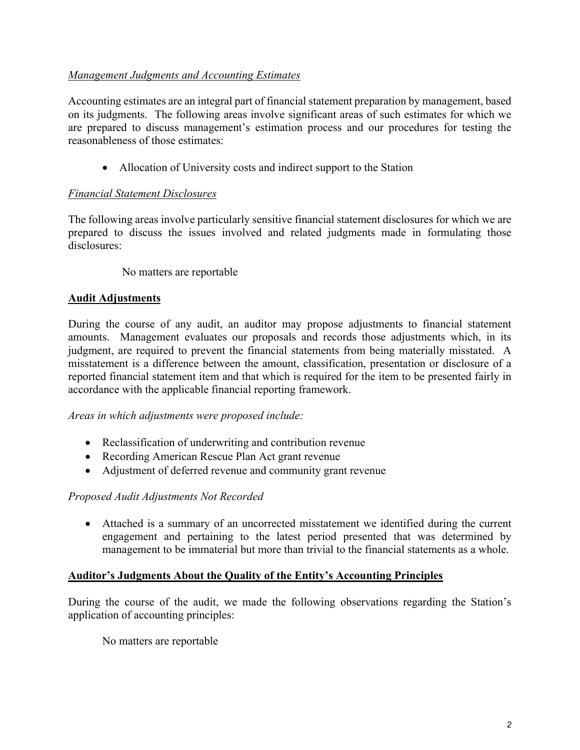*Management Judgments and Accounting Estimates*

Accounting estimates are an integral part of financial statement preparation by management, based on its judgments. The following areas involve significant areas of such estimates for which we are prepared to discuss management's estimation process and our procedures for testing the reasonableness of those estimates:

- Allocation of University costs and indirect support to the Station

*Financial Statement Disclosures*

The following areas involve particularly sensitive financial statement disclosures for which we are prepared to discuss the issues involved and related judgments made in formulating those disclosures:

No matters are reportable

**Audit Adjustments**

During the course of any audit, an auditor may propose adjustments to financial statement amounts. Management evaluates our proposals and records those adjustments which, in its judgment, are required to prevent the financial statements from being materially misstated. A misstatement is a difference between the amount, classification, presentation or disclosure of a reported financial statement item and that which is required for the item to be presented fairly in accordance with the applicable financial reporting framework.

*Areas in which adjustments were proposed include:*

- Reclassification of underwriting and contribution revenue
- Recording American Rescue Plan Act grant revenue
- Adjustment of deferred revenue and community grant revenue

*Proposed Audit Adjustments Not Recorded*

- Attached is a summary of an uncorrected misstatement we identified during the current engagement and pertaining to the latest period presented that was determined by management to be immaterial but more than trivial to the financial statements as a whole.

**Auditor's Judgments About the Quality of the Entity's Accounting Principles**

During the course of the audit, we made the following observations regarding the Station's application of accounting principles:

No matters are reportable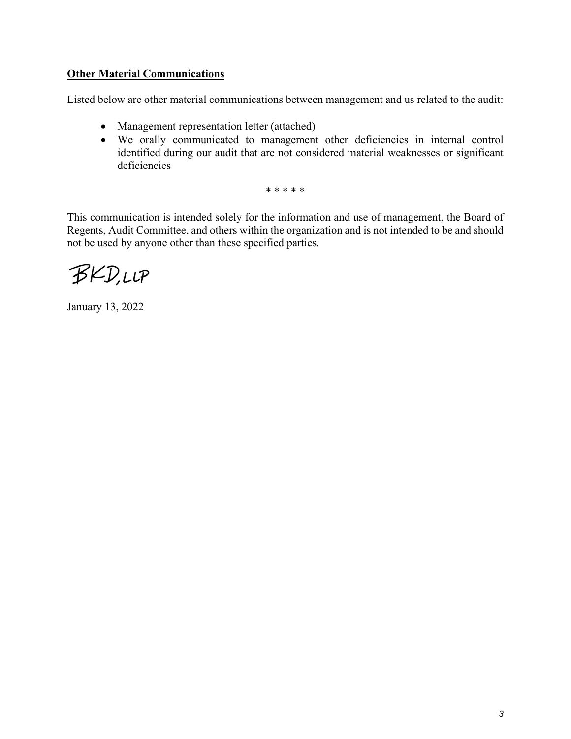**Other Material Communications**

Listed below are other material communications between management and us related to the audit:

- Management representation letter (attached)
- We orally communicated to management other deficiencies in internal control identified during our audit that are not considered material weaknesses or significant deficiencies

\* \* \* \* \*

This communication is intended solely for the information and use of management, the Board of Regents, Audit Committee, and others within the organization and is not intended to be and should not be used by anyone other than these specified parties.

BKD, LLP

January 13, 2022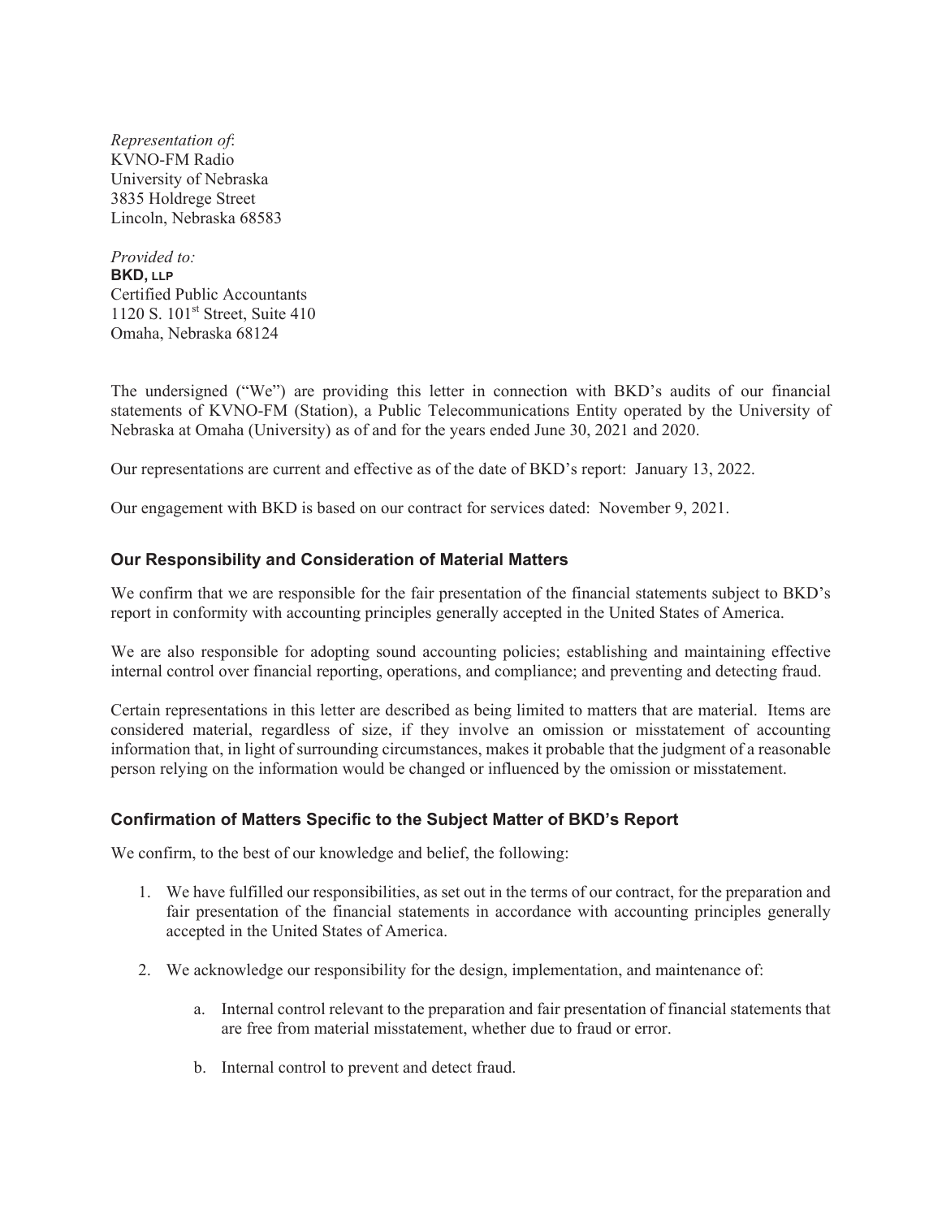*Representation of*:
KVNO-FM Radio
University of Nebraska
3835 Holdrege Street
Lincoln, Nebraska 68583

*Provided to:*
**BKD, LLP**
Certified Public Accountants
1120 S. 101st Street, Suite 410
Omaha, Nebraska 68124

The undersigned ("We") are providing this letter in connection with BKD's audits of our financial statements of KVNO-FM (Station), a Public Telecommunications Entity operated by the University of Nebraska at Omaha (University) as of and for the years ended June 30, 2021 and 2020.

Our representations are current and effective as of the date of BKD's report: January 13, 2022.

Our engagement with BKD is based on our contract for services dated: November 9, 2021.

## Our Responsibility and Consideration of Material Matters

We confirm that we are responsible for the fair presentation of the financial statements subject to BKD's report in conformity with accounting principles generally accepted in the United States of America.

We are also responsible for adopting sound accounting policies; establishing and maintaining effective internal control over financial reporting, operations, and compliance; and preventing and detecting fraud.

Certain representations in this letter are described as being limited to matters that are material. Items are considered material, regardless of size, if they involve an omission or misstatement of accounting information that, in light of surrounding circumstances, makes it probable that the judgment of a reasonable person relying on the information would be changed or influenced by the omission or misstatement.

## Confirmation of Matters Specific to the Subject Matter of BKD's Report

We confirm, to the best of our knowledge and belief, the following:

1. We have fulfilled our responsibilities, as set out in the terms of our contract, for the preparation and fair presentation of the financial statements in accordance with accounting principles generally accepted in the United States of America.

2. We acknowledge our responsibility for the design, implementation, and maintenance of:

    a. Internal control relevant to the preparation and fair presentation of financial statements that are free from material misstatement, whether due to fraud or error.

    b. Internal control to prevent and detect fraud.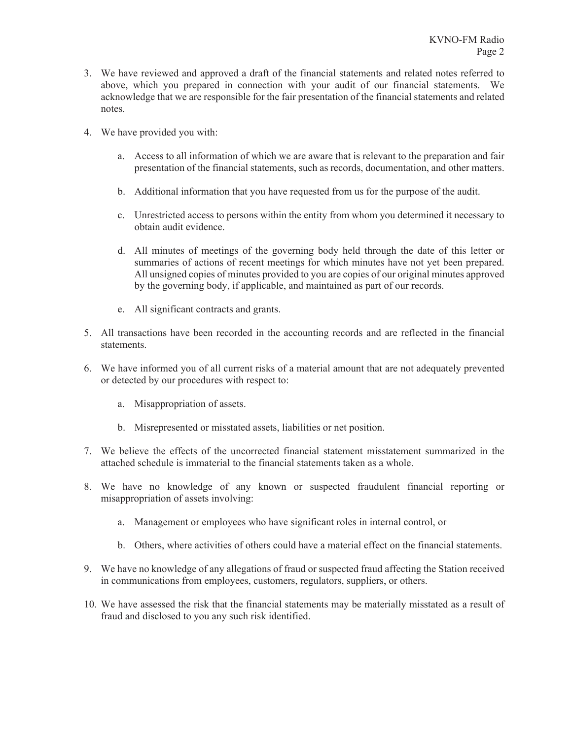3. We have reviewed and approved a draft of the financial statements and related notes referred to above, which you prepared in connection with your audit of our financial statements. We acknowledge that we are responsible for the fair presentation of the financial statements and related notes.

4. We have provided you with:

    a. Access to all information of which we are aware that is relevant to the preparation and fair presentation of the financial statements, such as records, documentation, and other matters.

    b. Additional information that you have requested from us for the purpose of the audit.

    c. Unrestricted access to persons within the entity from whom you determined it necessary to obtain audit evidence.

    d. All minutes of meetings of the governing body held through the date of this letter or summaries of actions of recent meetings for which minutes have not yet been prepared. All unsigned copies of minutes provided to you are copies of our original minutes approved by the governing body, if applicable, and maintained as part of our records.

    e. All significant contracts and grants.

5. All transactions have been recorded in the accounting records and are reflected in the financial statements.

6. We have informed you of all current risks of a material amount that are not adequately prevented or detected by our procedures with respect to:

    a. Misappropriation of assets.

    b. Misrepresented or misstated assets, liabilities or net position.

7. We believe the effects of the uncorrected financial statement misstatement summarized in the attached schedule is immaterial to the financial statements taken as a whole.

8. We have no knowledge of any known or suspected fraudulent financial reporting or misappropriation of assets involving:

    a. Management or employees who have significant roles in internal control, or

    b. Others, where activities of others could have a material effect on the financial statements.

9. We have no knowledge of any allegations of fraud or suspected fraud affecting the Station received in communications from employees, customers, regulators, suppliers, or others.

10. We have assessed the risk that the financial statements may be materially misstated as a result of fraud and disclosed to you any such risk identified.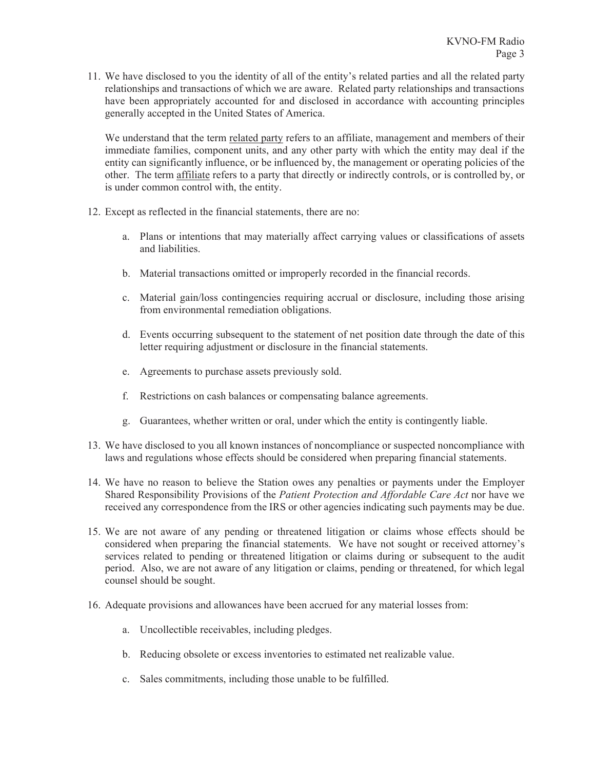11. We have disclosed to you the identity of all of the entity's related parties and all the related party relationships and transactions of which we are aware. Related party relationships and transactions have been appropriately accounted for and disclosed in accordance with accounting principles generally accepted in the United States of America.

    We understand that the term <u>related party</u> refers to an affiliate, management and members of their immediate families, component units, and any other party with which the entity may deal if the entity can significantly influence, or be influenced by, the management or operating policies of the other. The term <u>affiliate</u> refers to a party that directly or indirectly controls, or is controlled by, or is under common control with, the entity.

12. Except as reflected in the financial statements, there are no:

    a. Plans or intentions that may materially affect carrying values or classifications of assets and liabilities.

    b. Material transactions omitted or improperly recorded in the financial records.

    c. Material gain/loss contingencies requiring accrual or disclosure, including those arising from environmental remediation obligations.

    d. Events occurring subsequent to the statement of net position date through the date of this letter requiring adjustment or disclosure in the financial statements.

    e. Agreements to purchase assets previously sold.

    f. Restrictions on cash balances or compensating balance agreements.

    g. Guarantees, whether written or oral, under which the entity is contingently liable.

13. We have disclosed to you all known instances of noncompliance or suspected noncompliance with laws and regulations whose effects should be considered when preparing financial statements.

14. We have no reason to believe the Station owes any penalties or payments under the Employer Shared Responsibility Provisions of the *Patient Protection and Affordable Care Act* nor have we received any correspondence from the IRS or other agencies indicating such payments may be due.

15. We are not aware of any pending or threatened litigation or claims whose effects should be considered when preparing the financial statements. We have not sought or received attorney's services related to pending or threatened litigation or claims during or subsequent to the audit period. Also, we are not aware of any litigation or claims, pending or threatened, for which legal counsel should be sought.

16. Adequate provisions and allowances have been accrued for any material losses from:

    a. Uncollectible receivables, including pledges.

    b. Reducing obsolete or excess inventories to estimated net realizable value.

    c. Sales commitments, including those unable to be fulfilled.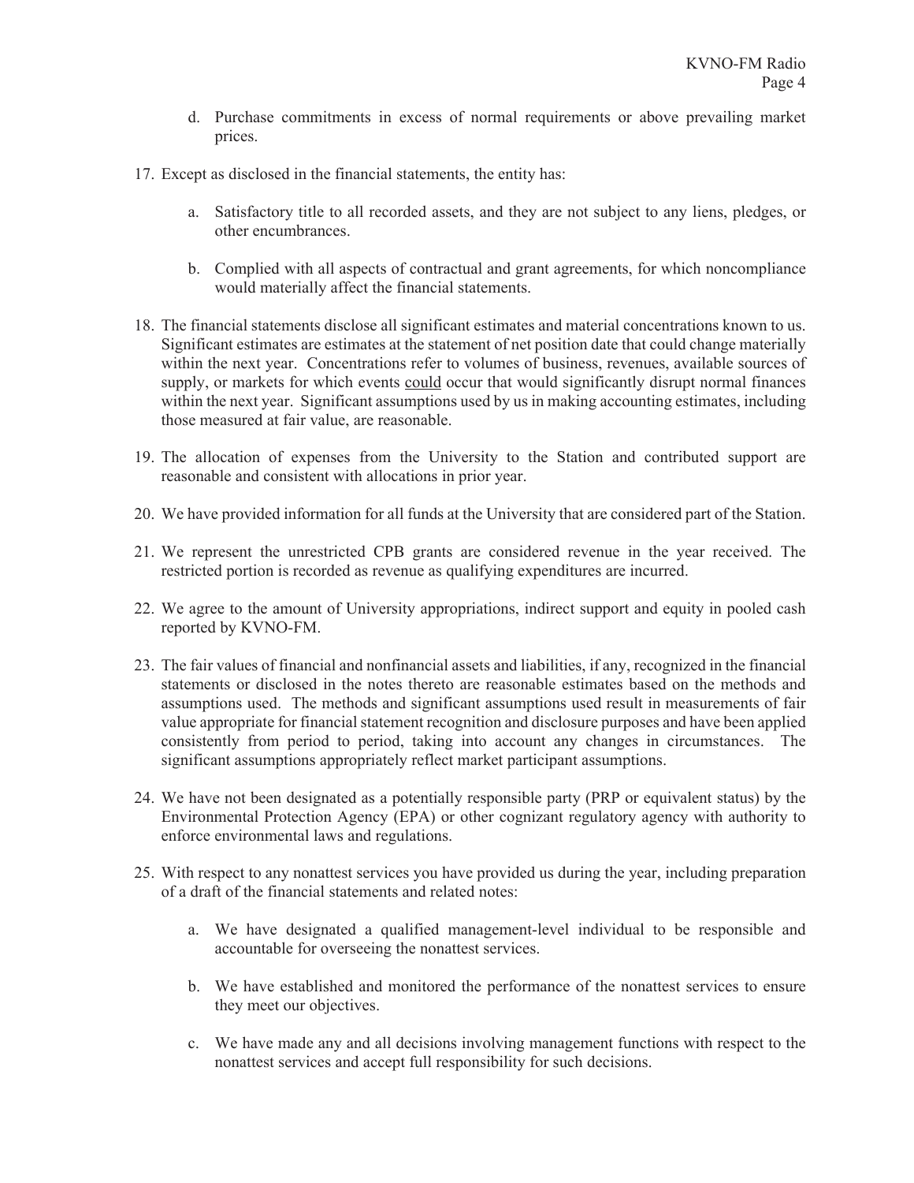d. Purchase commitments in excess of normal requirements or above prevailing market prices.

17. Except as disclosed in the financial statements, the entity has:

    a. Satisfactory title to all recorded assets, and they are not subject to any liens, pledges, or other encumbrances.

    b. Complied with all aspects of contractual and grant agreements, for which noncompliance would materially affect the financial statements.

18. The financial statements disclose all significant estimates and material concentrations known to us. Significant estimates are estimates at the statement of net position date that could change materially within the next year. Concentrations refer to volumes of business, revenues, available sources of supply, or markets for which events <u>could</u> occur that would significantly disrupt normal finances within the next year. Significant assumptions used by us in making accounting estimates, including those measured at fair value, are reasonable.

19. The allocation of expenses from the University to the Station and contributed support are reasonable and consistent with allocations in prior year.

20. We have provided information for all funds at the University that are considered part of the Station.

21. We represent the unrestricted CPB grants are considered revenue in the year received. The restricted portion is recorded as revenue as qualifying expenditures are incurred.

22. We agree to the amount of University appropriations, indirect support and equity in pooled cash reported by KVNO-FM.

23. The fair values of financial and nonfinancial assets and liabilities, if any, recognized in the financial statements or disclosed in the notes thereto are reasonable estimates based on the methods and assumptions used. The methods and significant assumptions used result in measurements of fair value appropriate for financial statement recognition and disclosure purposes and have been applied consistently from period to period, taking into account any changes in circumstances. The significant assumptions appropriately reflect market participant assumptions.

24. We have not been designated as a potentially responsible party (PRP or equivalent status) by the Environmental Protection Agency (EPA) or other cognizant regulatory agency with authority to enforce environmental laws and regulations.

25. With respect to any nonattest services you have provided us during the year, including preparation of a draft of the financial statements and related notes:

    a. We have designated a qualified management-level individual to be responsible and accountable for overseeing the nonattest services.

    b. We have established and monitored the performance of the nonattest services to ensure they meet our objectives.

    c. We have made any and all decisions involving management functions with respect to the nonattest services and accept full responsibility for such decisions.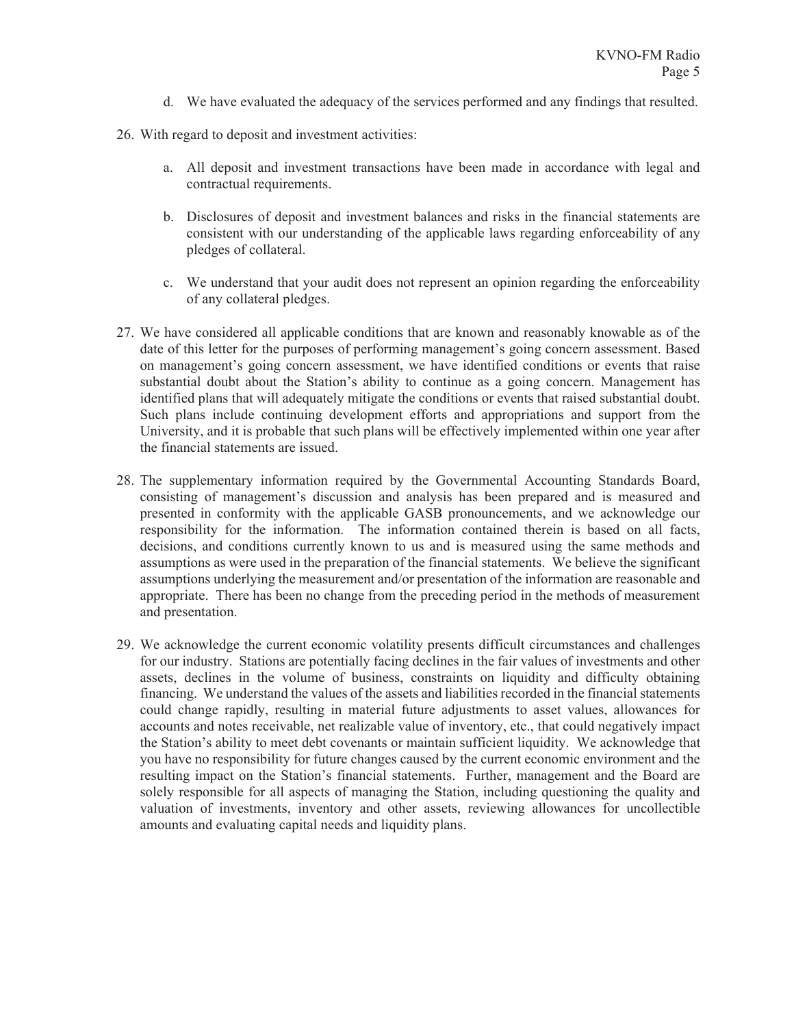d. We have evaluated the adequacy of the services performed and any findings that resulted.

26. With regard to deposit and investment activities:

    a. All deposit and investment transactions have been made in accordance with legal and contractual requirements.

    b. Disclosures of deposit and investment balances and risks in the financial statements are consistent with our understanding of the applicable laws regarding enforceability of any pledges of collateral.

    c. We understand that your audit does not represent an opinion regarding the enforceability of any collateral pledges.

27. We have considered all applicable conditions that are known and reasonably knowable as of the date of this letter for the purposes of performing management's going concern assessment. Based on management's going concern assessment, we have identified conditions or events that raise substantial doubt about the Station's ability to continue as a going concern. Management has identified plans that will adequately mitigate the conditions or events that raised substantial doubt. Such plans include continuing development efforts and appropriations and support from the University, and it is probable that such plans will be effectively implemented within one year after the financial statements are issued.

28. The supplementary information required by the Governmental Accounting Standards Board, consisting of management's discussion and analysis has been prepared and is measured and presented in conformity with the applicable GASB pronouncements, and we acknowledge our responsibility for the information. The information contained therein is based on all facts, decisions, and conditions currently known to us and is measured using the same methods and assumptions as were used in the preparation of the financial statements. We believe the significant assumptions underlying the measurement and/or presentation of the information are reasonable and appropriate. There has been no change from the preceding period in the methods of measurement and presentation.

29. We acknowledge the current economic volatility presents difficult circumstances and challenges for our industry. Stations are potentially facing declines in the fair values of investments and other assets, declines in the volume of business, constraints on liquidity and difficulty obtaining financing. We understand the values of the assets and liabilities recorded in the financial statements could change rapidly, resulting in material future adjustments to asset values, allowances for accounts and notes receivable, net realizable value of inventory, etc., that could negatively impact the Station's ability to meet debt covenants or maintain sufficient liquidity. We acknowledge that you have no responsibility for future changes caused by the current economic environment and the resulting impact on the Station's financial statements. Further, management and the Board are solely responsible for all aspects of managing the Station, including questioning the quality and valuation of investments, inventory and other assets, reviewing allowances for uncollectible amounts and evaluating capital needs and liquidity plans.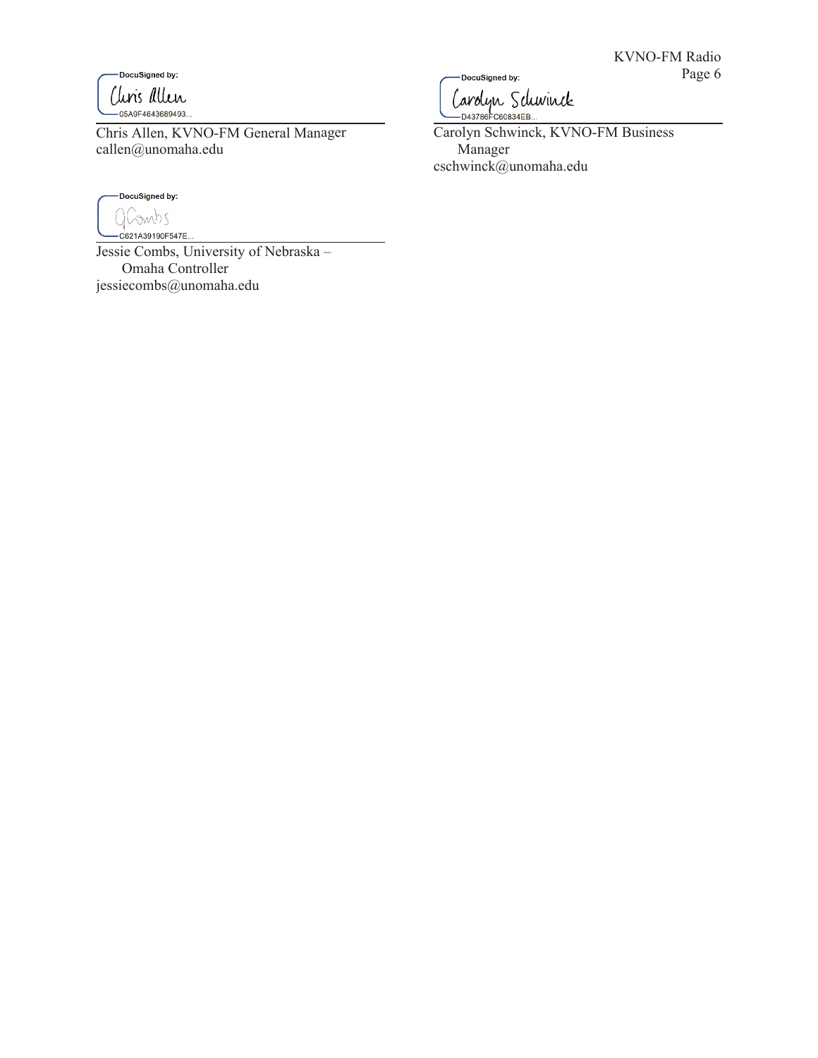DocuSigned by:
Chris Allen
05A9F4643689493...

Chris Allen, KVNO-FM General Manager
callen@unomaha.edu

DocuSigned by:
Carolyn Schwinck
D43786FC60834EB...

Carolyn Schwinck, KVNO-FM Business Manager
cschwinck@unomaha.edu

DocuSigned by:
JCombs
C621A39190F547E...

Jessie Combs, University of Nebraska – Omaha Controller
jessiecombs@unomaha.edu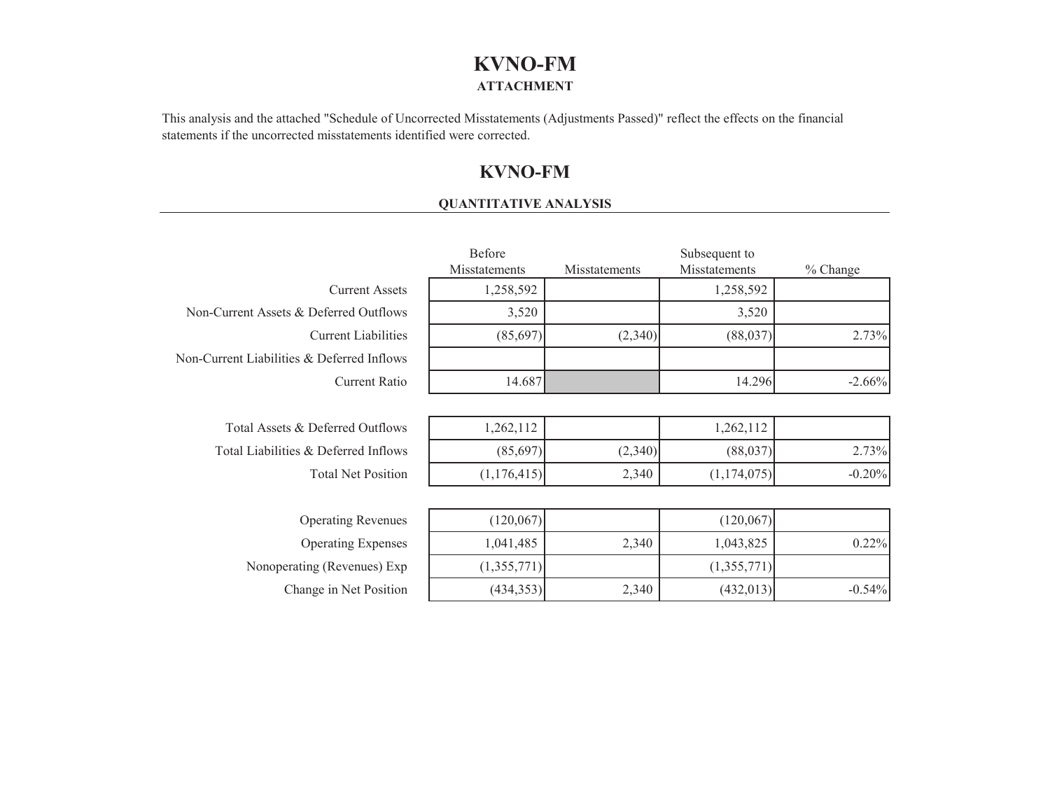# KVNO-FM

### ATTACHMENT

This analysis and the attached "Schedule of Uncorrected Misstatements (Adjustments Passed)" reflect the effects on the financial statements if the uncorrected misstatements identified were corrected.

# KVNO-FM

### QUANTITATIVE ANALYSIS

| | Before Misstatements | Misstatements | Subsequent to Misstatements | % Change |
|---|---|---|---|---|
| Current Assets | 1,258,592 | | 1,258,592 | |
| Non-Current Assets & Deferred Outflows | 3,520 | | 3,520 | |
| Current Liabilities | (85,697) | (2,340) | (88,037) | 2.73% |
| Non-Current Liabilities & Deferred Inflows | | | | |
| Current Ratio | 14.687 | | 14.296 | -2.66% |
| | | | | |
| Total Assets & Deferred Outflows | 1,262,112 | | 1,262,112 | |
| Total Liabilities & Deferred Inflows | (85,697) | (2,340) | (88,037) | 2.73% |
| Total Net Position | (1,176,415) | 2,340 | (1,174,075) | -0.20% |
| | | | | |
| Operating Revenues | (120,067) | | (120,067) | |
| Operating Expenses | 1,041,485 | 2,340 | 1,043,825 | 0.22% |
| Nonoperating (Revenues) Exp | (1,355,771) | | (1,355,771) | |
| Change in Net Position | (434,353) | 2,340 | (432,013) | -0.54% |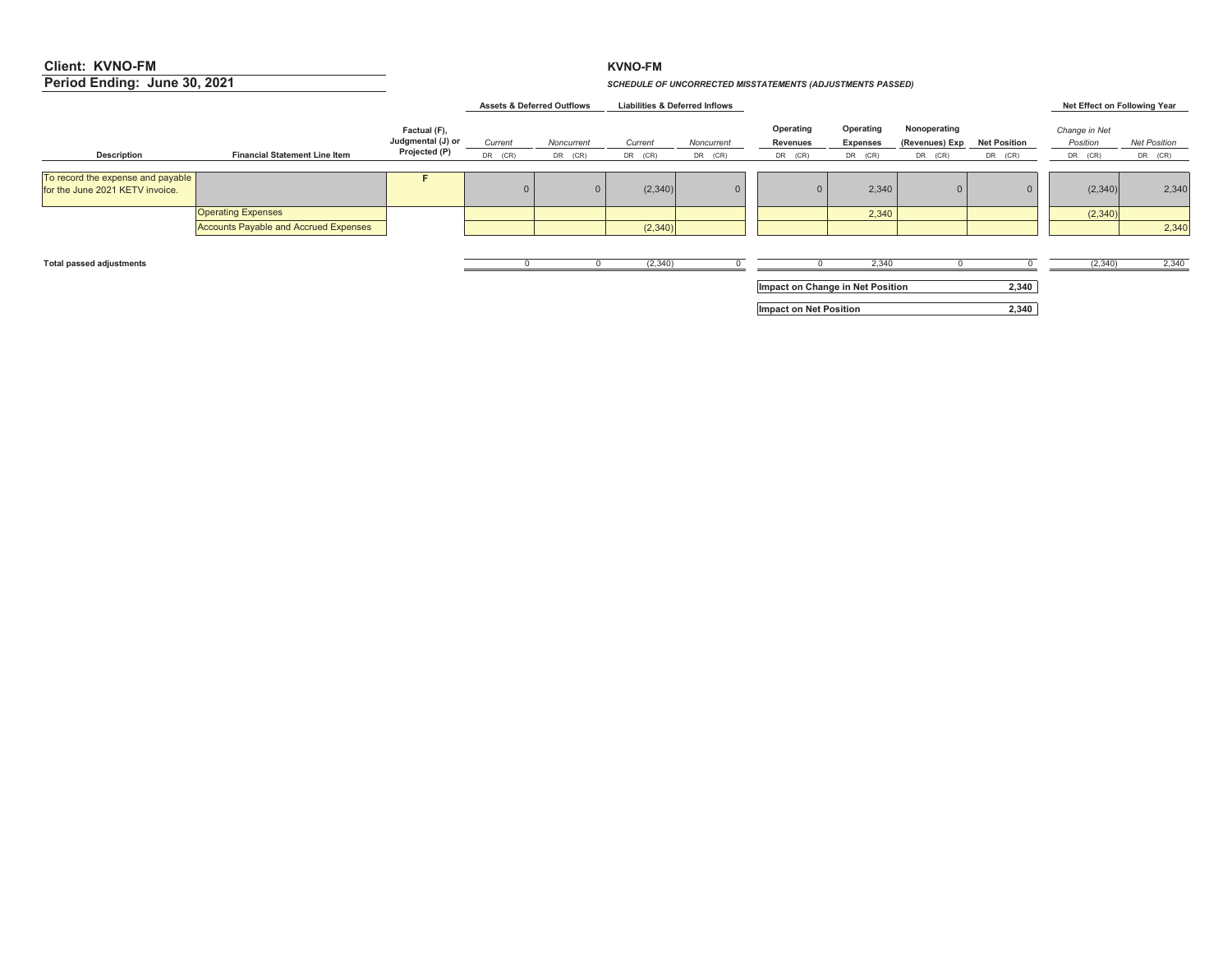**Client: KVNO-FM**

**Period Ending: June 30, 2021**

**KVNO-FM**

***SCHEDULE OF UNCORRECTED MISSTATEMENTS (ADJUSTMENTS PASSED)***

| | | | Assets & Deferred Outflows | | Liabilities & Deferred Inflows | | | | | | Net Effect on Following Year | |
|---|---|---|---|---|---|---|---|---|---|---|---|---|
| **Description** | **Financial Statement Line Item** | **Factual (F), Judgmental (J) or Projected (P)** | *Current* DR (CR) | *Noncurrent* DR (CR) | *Current* DR (CR) | *Noncurrent* DR (CR) | **Operating Revenues** DR (CR) | **Operating Expenses** DR (CR) | **Nonoperating (Revenues) Exp** DR (CR) | **Net Position** DR (CR) | *Change in Net Position* DR (CR) | *Net Position* DR (CR) |
| To record the expense and payable for the June 2021 KETV invoice. | | F | 0 | 0 | (2,340) | 0 | 0 | 2,340 | 0 | 0 | (2,340) | 2,340 |
| | Operating Expenses | | | | | | | 2,340 | | | (2,340) | |
| | Accounts Payable and Accrued Expenses | | | | (2,340) | | | | | | | 2,340 |
| **Total passed adjustments** | | | 0 | 0 | (2,340) | 0 | 0 | 2,340 | 0 | 0 | (2,340) | 2,340 |

| | |
|---|---|
| **Impact on Change in Net Position** | **2,340** |
| **Impact on Net Position** | **2,340** |